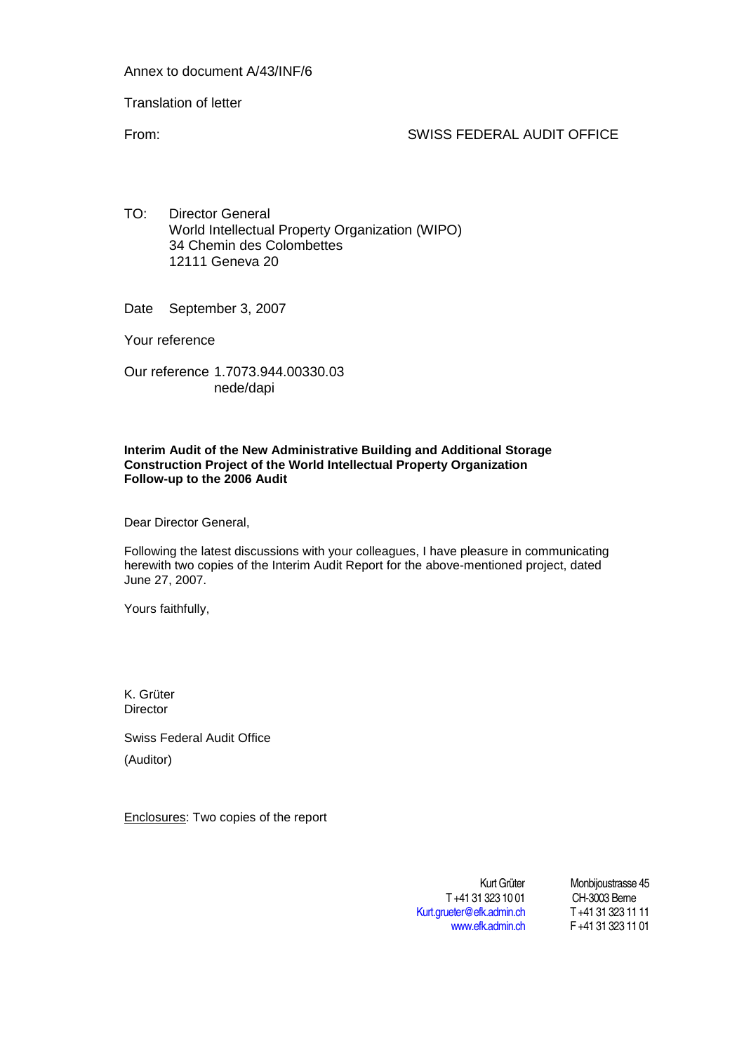Annex to document A/43/INF/6

Translation of letter

From: SWISS FEDERAL AUDIT OFFICE

TO: Director General
World Intellectual Property Organization (WIPO)
34 Chemin des Colombettes
12111 Geneva 20

Date September 3, 2007

Your reference

Our reference 1.7073.944.00330.03
nede/dapi

**Interim Audit of the New Administrative Building and Additional Storage Construction Project of the World Intellectual Property Organization**
**Follow-up to the 2006 Audit**

Dear Director General,

Following the latest discussions with your colleagues, I have pleasure in communicating herewith two copies of the Interim Audit Report for the above-mentioned project, dated June 27, 2007.

Yours faithfully,

K. Grüter
Director

Swiss Federal Audit Office

(Auditor)

Enclosures: Two copies of the report

Kurt Grüter
T +41 31 323 10 01
Kurt.grueter@efk.admin.ch
www.efk.admin.ch

Monbijoustrasse 45
CH-3003 Berne
T +41 31 323 11 11
F +41 31 323 11 01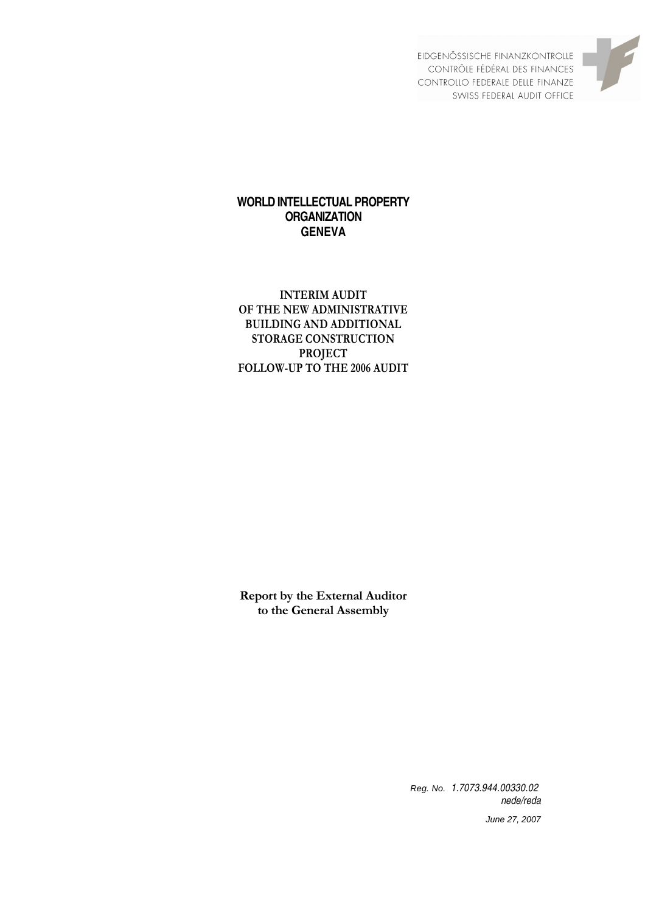EIDGENÖSSISCHE FINANZKONTROLLE
CONTRÔLE FÉDÉRAL DES FINANCES
CONTROLLO FEDERALE DELLE FINANZE
SWISS FEDERAL AUDIT OFFICE

**WORLD INTELLECTUAL PROPERTY ORGANIZATION**
**GENEVA**

# INTERIM AUDIT OF THE NEW ADMINISTRATIVE BUILDING AND ADDITIONAL STORAGE CONSTRUCTION PROJECT FOLLOW-UP TO THE 2006 AUDIT

**Report by the External Auditor to the General Assembly**

*Reg. No. 1.7073.944.00330.02*
*nede/reda*

*June 27, 2007*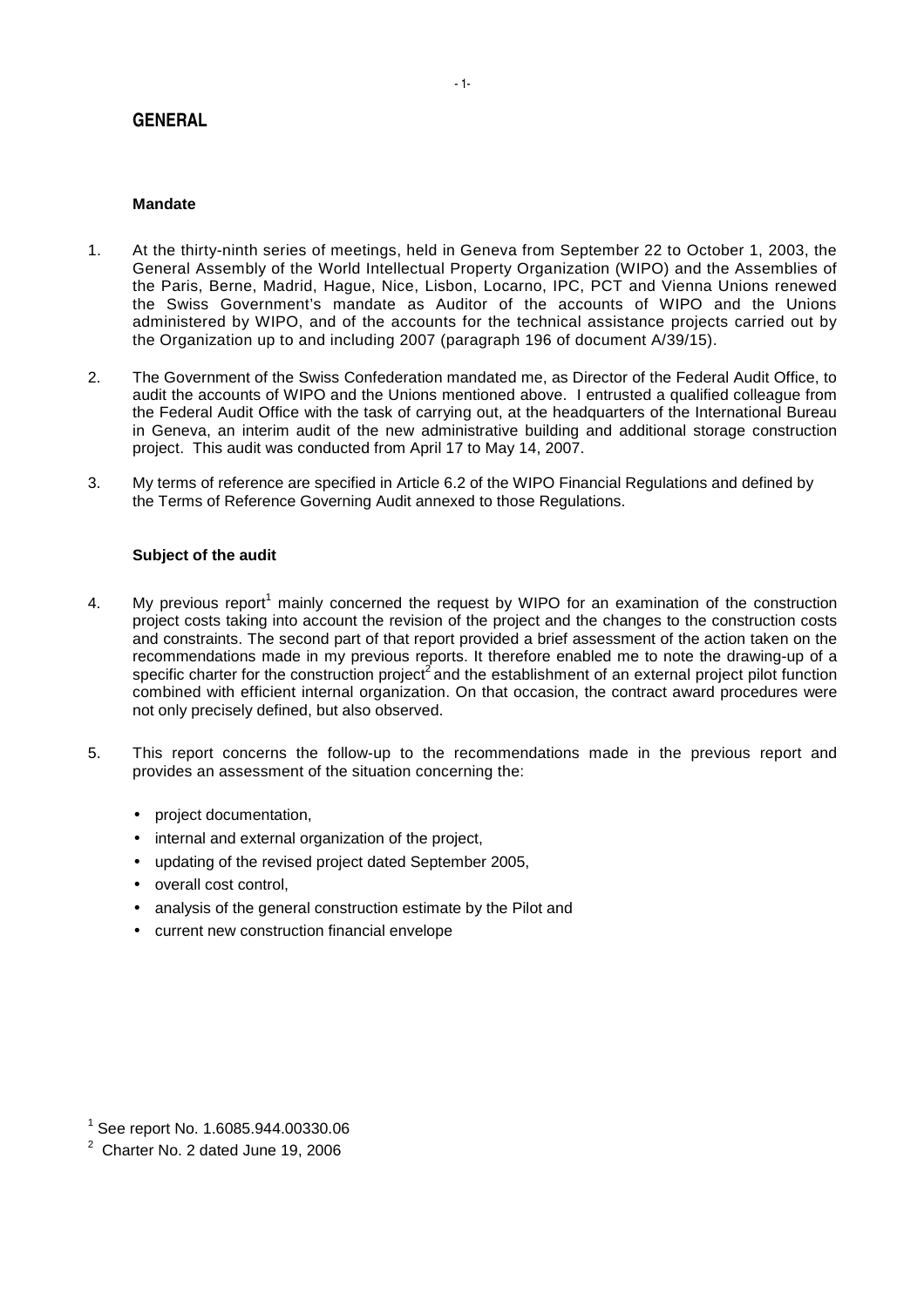# GENERAL

### Mandate

1. At the thirty-ninth series of meetings, held in Geneva from September 22 to October 1, 2003, the General Assembly of the World Intellectual Property Organization (WIPO) and the Assemblies of the Paris, Berne, Madrid, Hague, Nice, Lisbon, Locarno, IPC, PCT and Vienna Unions renewed the Swiss Government's mandate as Auditor of the accounts of WIPO and the Unions administered by WIPO, and of the accounts for the technical assistance projects carried out by the Organization up to and including 2007 (paragraph 196 of document A/39/15).

2. The Government of the Swiss Confederation mandated me, as Director of the Federal Audit Office, to audit the accounts of WIPO and the Unions mentioned above. I entrusted a qualified colleague from the Federal Audit Office with the task of carrying out, at the headquarters of the International Bureau in Geneva, an interim audit of the new administrative building and additional storage construction project. This audit was conducted from April 17 to May 14, 2007.

3. My terms of reference are specified in Article 6.2 of the WIPO Financial Regulations and defined by the Terms of Reference Governing Audit annexed to those Regulations.

### Subject of the audit

4. My previous report[1] mainly concerned the request by WIPO for an examination of the construction project costs taking into account the revision of the project and the changes to the construction costs and constraints. The second part of that report provided a brief assessment of the action taken on the recommendations made in my previous reports. It therefore enabled me to note the drawing-up of a specific charter for the construction project[2] and the establishment of an external project pilot function combined with efficient internal organization. On that occasion, the contract award procedures were not only precisely defined, but also observed.

5. This report concerns the follow-up to the recommendations made in the previous report and provides an assessment of the situation concerning the:

- project documentation,
- internal and external organization of the project,
- updating of the revised project dated September 2005,
- overall cost control,
- analysis of the general construction estimate by the Pilot and
- current new construction financial envelope

[1] See report No. 1.6085.944.00330.06

[2] Charter No. 2 dated June 19, 2006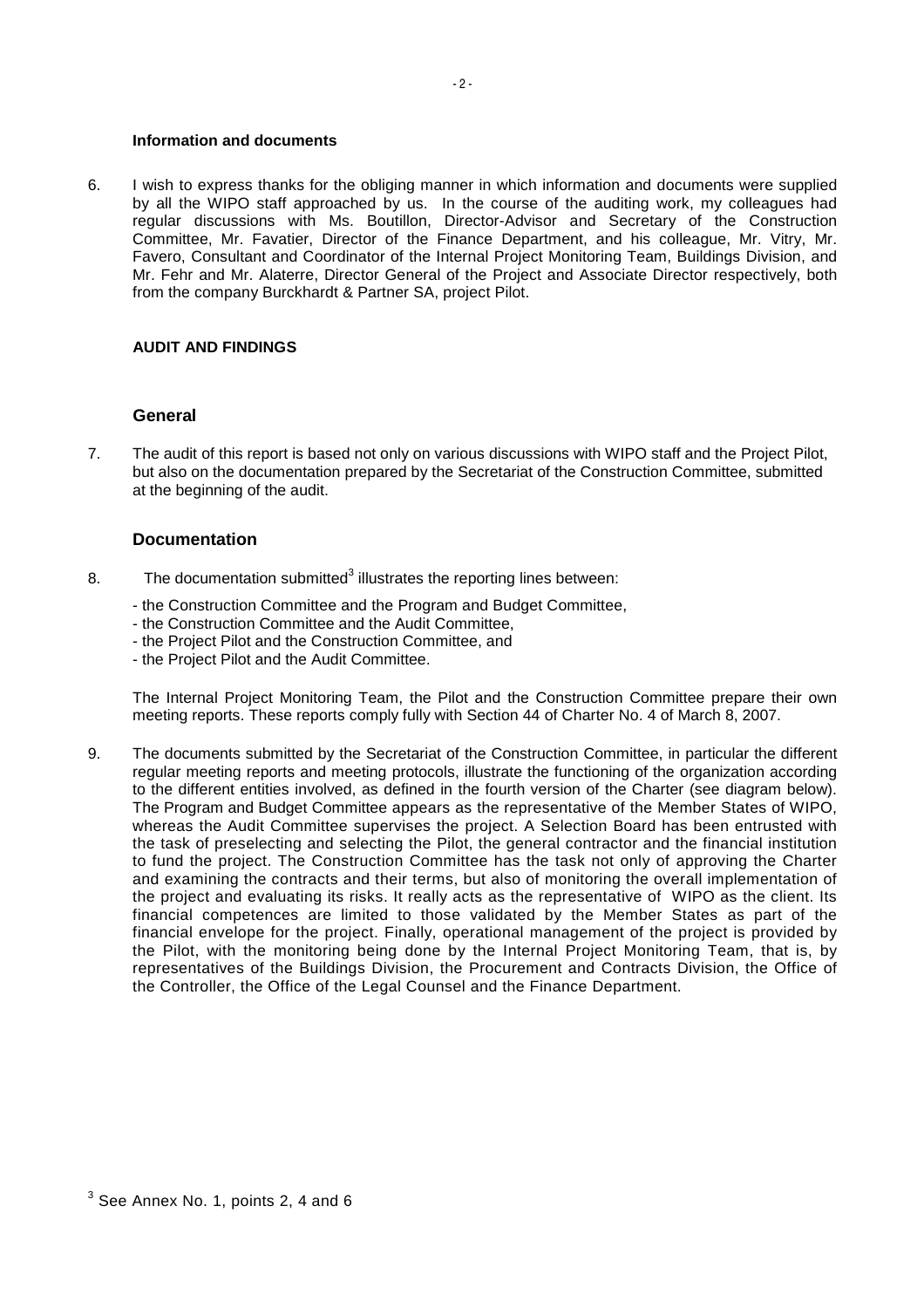**Information and documents**

6. I wish to express thanks for the obliging manner in which information and documents were supplied by all the WIPO staff approached by us. In the course of the auditing work, my colleagues had regular discussions with Ms. Boutillon, Director-Advisor and Secretary of the Construction Committee, Mr. Favatier, Director of the Finance Department, and his colleague, Mr. Vitry, Mr. Favero, Consultant and Coordinator of the Internal Project Monitoring Team, Buildings Division, and Mr. Fehr and Mr. Alaterre, Director General of the Project and Associate Director respectively, both from the company Burckhardt & Partner SA, project Pilot.

**AUDIT AND FINDINGS**

## General

7. The audit of this report is based not only on various discussions with WIPO staff and the Project Pilot, but also on the documentation prepared by the Secretariat of the Construction Committee, submitted at the beginning of the audit.

## Documentation

8. The documentation submitted[3] illustrates the reporting lines between:

- the Construction Committee and the Program and Budget Committee,
- the Construction Committee and the Audit Committee,
- the Project Pilot and the Construction Committee, and
- the Project Pilot and the Audit Committee.

The Internal Project Monitoring Team, the Pilot and the Construction Committee prepare their own meeting reports. These reports comply fully with Section 44 of Charter No. 4 of March 8, 2007.

9. The documents submitted by the Secretariat of the Construction Committee, in particular the different regular meeting reports and meeting protocols, illustrate the functioning of the organization according to the different entities involved, as defined in the fourth version of the Charter (see diagram below). The Program and Budget Committee appears as the representative of the Member States of WIPO, whereas the Audit Committee supervises the project. A Selection Board has been entrusted with the task of preselecting and selecting the Pilot, the general contractor and the financial institution to fund the project. The Construction Committee has the task not only of approving the Charter and examining the contracts and their terms, but also of monitoring the overall implementation of the project and evaluating its risks. It really acts as the representative of WIPO as the client. Its financial competences are limited to those validated by the Member States as part of the financial envelope for the project. Finally, operational management of the project is provided by the Pilot, with the monitoring being done by the Internal Project Monitoring Team, that is, by representatives of the Buildings Division, the Procurement and Contracts Division, the Office of the Controller, the Office of the Legal Counsel and the Finance Department.

[3] See Annex No. 1, points 2, 4 and 6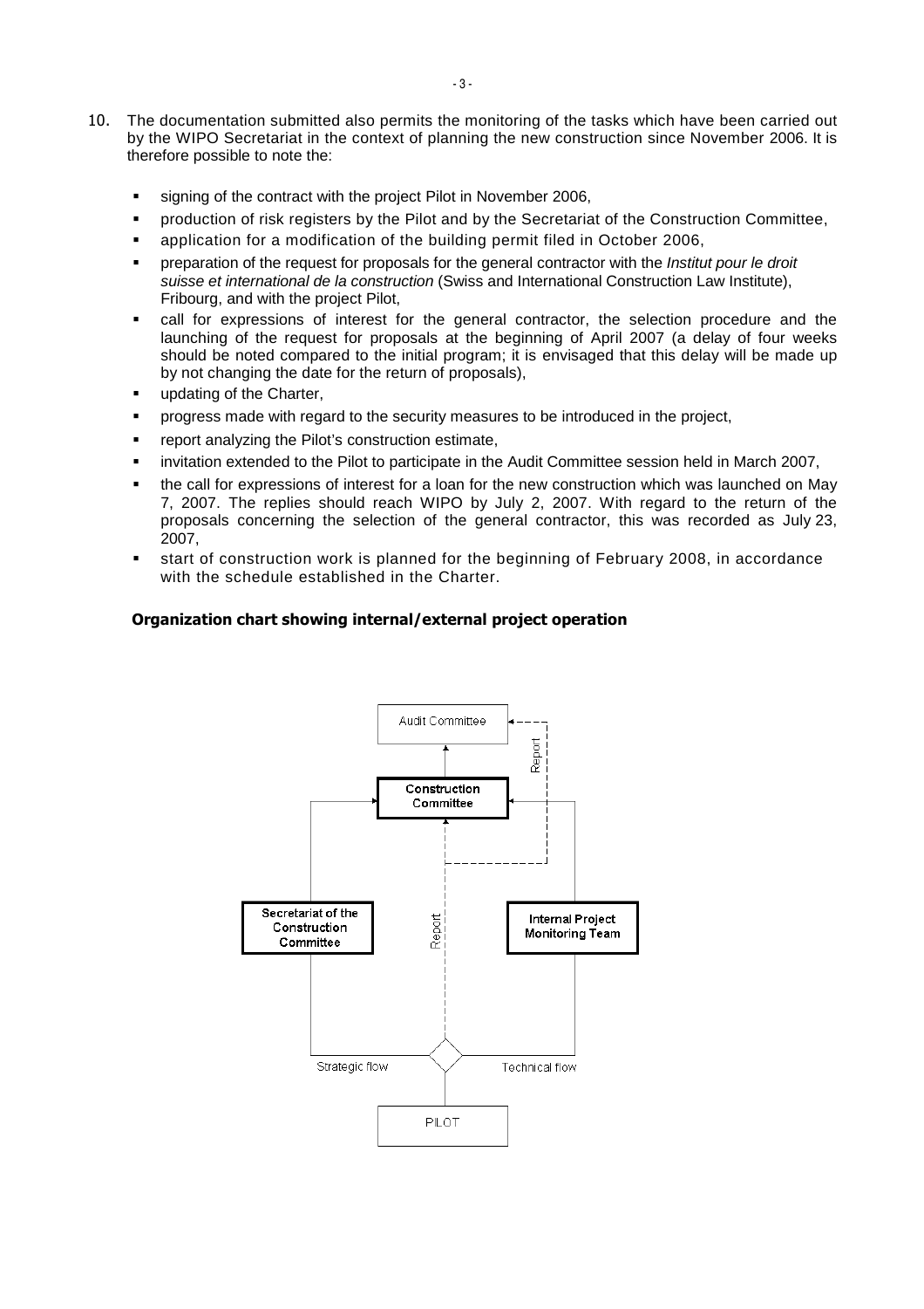10. The documentation submitted also permits the monitoring of the tasks which have been carried out by the WIPO Secretariat in the context of planning the new construction since November 2006. It is therefore possible to note the:

- signing of the contract with the project Pilot in November 2006,
- production of risk registers by the Pilot and by the Secretariat of the Construction Committee,
- application for a modification of the building permit filed in October 2006,
- preparation of the request for proposals for the general contractor with the *Institut pour le droit suisse et international de la construction* (Swiss and International Construction Law Institute), Fribourg, and with the project Pilot,
- call for expressions of interest for the general contractor, the selection procedure and the launching of the request for proposals at the beginning of April 2007 (a delay of four weeks should be noted compared to the initial program; it is envisaged that this delay will be made up by not changing the date for the return of proposals),
- updating of the Charter,
- progress made with regard to the security measures to be introduced in the project,
- report analyzing the Pilot's construction estimate,
- invitation extended to the Pilot to participate in the Audit Committee session held in March 2007,
- the call for expressions of interest for a loan for the new construction which was launched on May 7, 2007. The replies should reach WIPO by July 2, 2007. With regard to the return of the proposals concerning the selection of the general contractor, this was recorded as July 23, 2007,
- start of construction work is planned for the beginning of February 2008, in accordance with the schedule established in the Charter.

**Organization chart showing internal/external project operation**

Audit Committee

Report

**Construction Committee**

**Secretariat of the Construction Committee**

Report

**Internal Project Monitoring Team**

Strategic flow

Technical flow

PILOT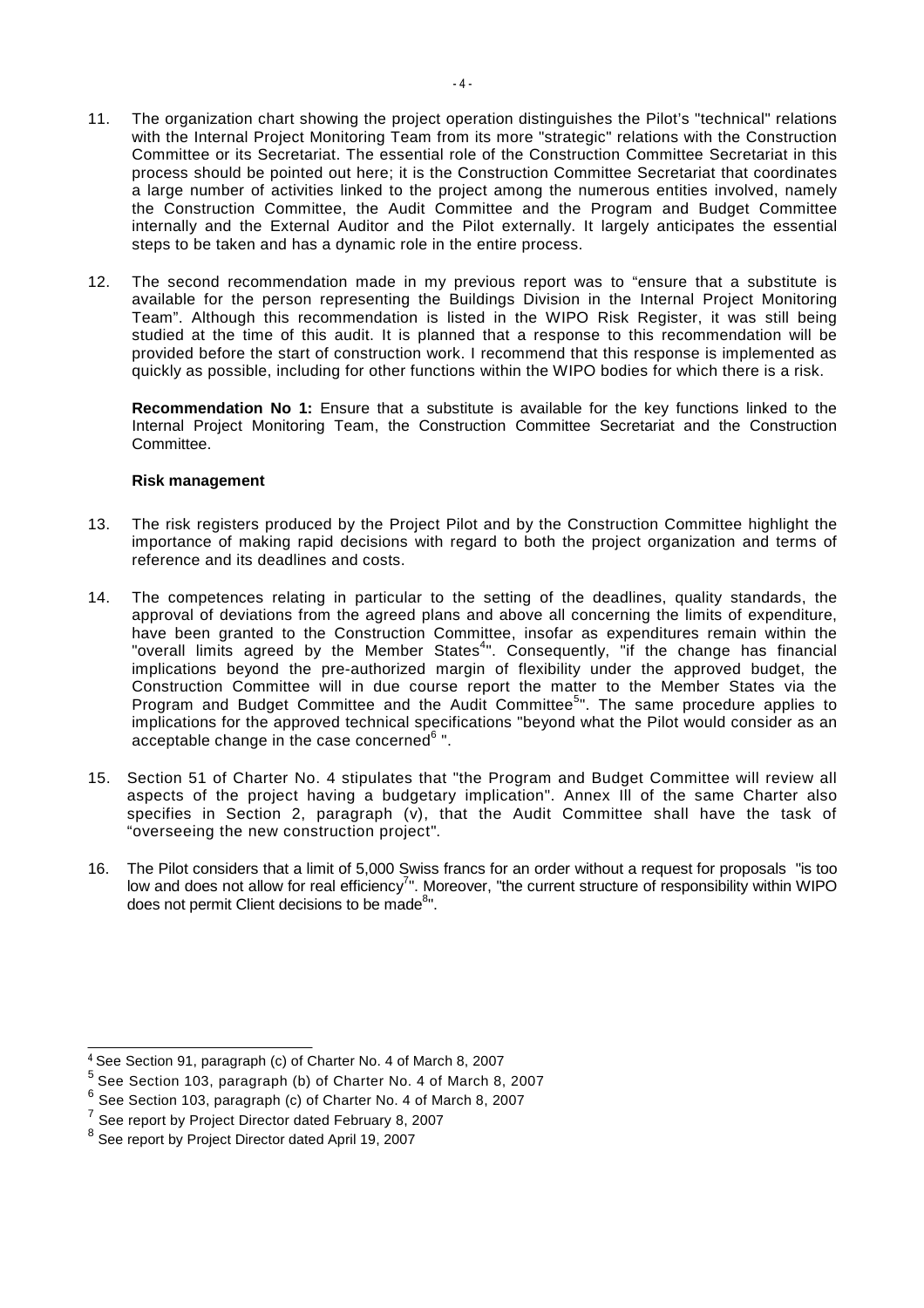11. The organization chart showing the project operation distinguishes the Pilot's "technical" relations with the Internal Project Monitoring Team from its more "strategic" relations with the Construction Committee or its Secretariat. The essential role of the Construction Committee Secretariat in this process should be pointed out here; it is the Construction Committee Secretariat that coordinates a large number of activities linked to the project among the numerous entities involved, namely the Construction Committee, the Audit Committee and the Program and Budget Committee internally and the External Auditor and the Pilot externally. It largely anticipates the essential steps to be taken and has a dynamic role in the entire process.

12. The second recommendation made in my previous report was to "ensure that a substitute is available for the person representing the Buildings Division in the Internal Project Monitoring Team". Although this recommendation is listed in the WIPO Risk Register, it was still being studied at the time of this audit. It is planned that a response to this recommendation will be provided before the start of construction work. I recommend that this response is implemented as quickly as possible, including for other functions within the WIPO bodies for which there is a risk.

**Recommendation No 1:** Ensure that a substitute is available for the key functions linked to the Internal Project Monitoring Team, the Construction Committee Secretariat and the Construction Committee.

**Risk management**

13. The risk registers produced by the Project Pilot and by the Construction Committee highlight the importance of making rapid decisions with regard to both the project organization and terms of reference and its deadlines and costs.

14. The competences relating in particular to the setting of the deadlines, quality standards, the approval of deviations from the agreed plans and above all concerning the limits of expenditure, have been granted to the Construction Committee, insofar as expenditures remain within the "overall limits agreed by the Member States[4]". Consequently, "if the change has financial implications beyond the pre-authorized margin of flexibility under the approved budget, the Construction Committee will in due course report the matter to the Member States via the Program and Budget Committee and the Audit Committee[5]". The same procedure applies to implications for the approved technical specifications "beyond what the Pilot would consider as an acceptable change in the case concerned[6] ".

15. Section 51 of Charter No. 4 stipulates that "the Program and Budget Committee will review all aspects of the project having a budgetary implication". Annex III of the same Charter also specifies in Section 2, paragraph (v), that the Audit Committee shall have the task of "overseeing the new construction project".

16. The Pilot considers that a limit of 5,000 Swiss francs for an order without a request for proposals "is too low and does not allow for real efficiency[7]". Moreover, "the current structure of responsibility within WIPO does not permit Client decisions to be made[8]".

---

[4] See Section 91, paragraph (c) of Charter No. 4 of March 8, 2007

[5] See Section 103, paragraph (b) of Charter No. 4 of March 8, 2007

[6] See Section 103, paragraph (c) of Charter No. 4 of March 8, 2007

[7] See report by Project Director dated February 8, 2007

[8] See report by Project Director dated April 19, 2007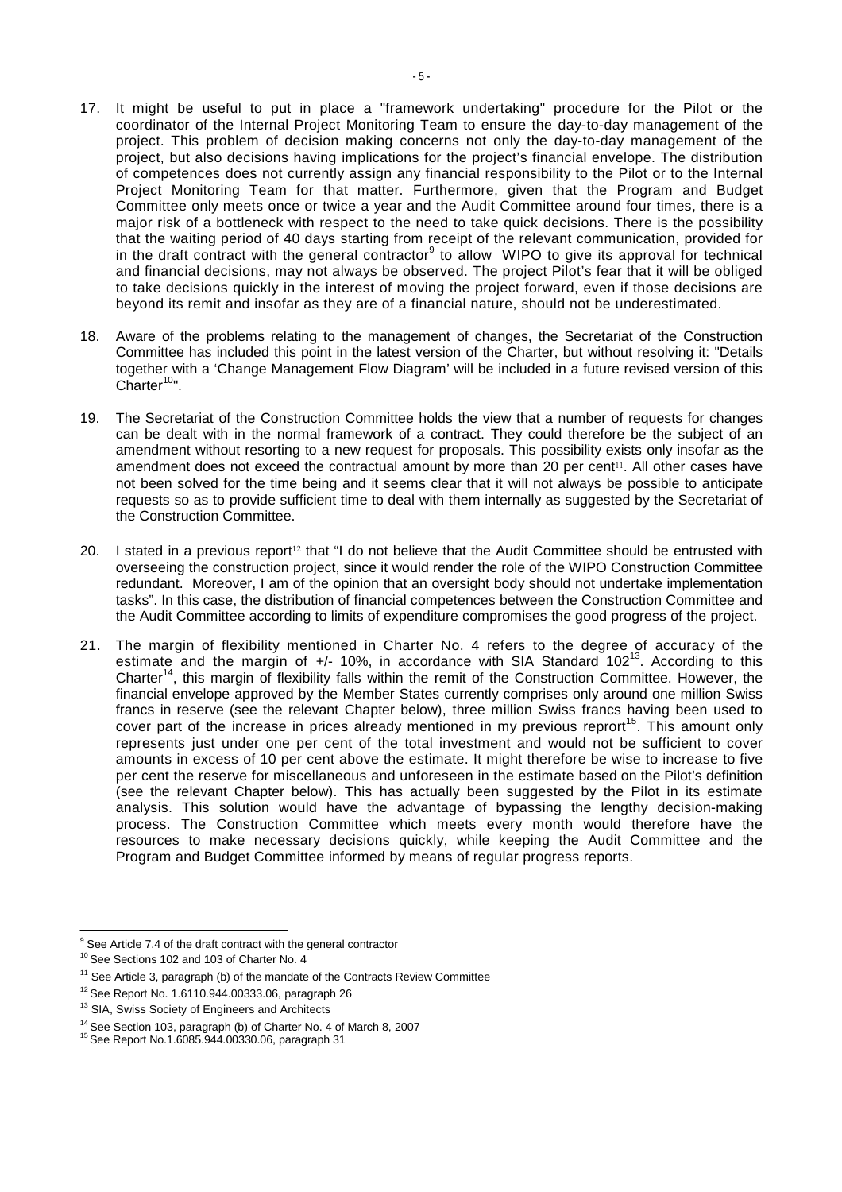17. It might be useful to put in place a "framework undertaking" procedure for the Pilot or the coordinator of the Internal Project Monitoring Team to ensure the day-to-day management of the project. This problem of decision making concerns not only the day-to-day management of the project, but also decisions having implications for the project's financial envelope. The distribution of competences does not currently assign any financial responsibility to the Pilot or to the Internal Project Monitoring Team for that matter. Furthermore, given that the Program and Budget Committee only meets once or twice a year and the Audit Committee around four times, there is a major risk of a bottleneck with respect to the need to take quick decisions. There is the possibility that the waiting period of 40 days starting from receipt of the relevant communication, provided for in the draft contract with the general contractor[9] to allow WIPO to give its approval for technical and financial decisions, may not always be observed. The project Pilot's fear that it will be obliged to take decisions quickly in the interest of moving the project forward, even if those decisions are beyond its remit and insofar as they are of a financial nature, should not be underestimated.

18. Aware of the problems relating to the management of changes, the Secretariat of the Construction Committee has included this point in the latest version of the Charter, but without resolving it: "Details together with a 'Change Management Flow Diagram' will be included in a future revised version of this Charter[10]".

19. The Secretariat of the Construction Committee holds the view that a number of requests for changes can be dealt with in the normal framework of a contract. They could therefore be the subject of an amendment without resorting to a new request for proposals. This possibility exists only insofar as the amendment does not exceed the contractual amount by more than 20 per cent[11]. All other cases have not been solved for the time being and it seems clear that it will not always be possible to anticipate requests so as to provide sufficient time to deal with them internally as suggested by the Secretariat of the Construction Committee.

20. I stated in a previous report[12] that "I do not believe that the Audit Committee should be entrusted with overseeing the construction project, since it would render the role of the WIPO Construction Committee redundant. Moreover, I am of the opinion that an oversight body should not undertake implementation tasks". In this case, the distribution of financial competences between the Construction Committee and the Audit Committee according to limits of expenditure compromises the good progress of the project.

21. The margin of flexibility mentioned in Charter No. 4 refers to the degree of accuracy of the estimate and the margin of +/- 10%, in accordance with SIA Standard 102[13]. According to this Charter[14], this margin of flexibility falls within the remit of the Construction Committee. However, the financial envelope approved by the Member States currently comprises only around one million Swiss francs in reserve (see the relevant Chapter below), three million Swiss francs having been used to cover part of the increase in prices already mentioned in my previous reprort[15]. This amount only represents just under one per cent of the total investment and would not be sufficient to cover amounts in excess of 10 per cent above the estimate. It might therefore be wise to increase to five per cent the reserve for miscellaneous and unforeseen in the estimate based on the Pilot's definition (see the relevant Chapter below). This has actually been suggested by the Pilot in its estimate analysis. This solution would have the advantage of bypassing the lengthy decision-making process. The Construction Committee which meets every month would therefore have the resources to make necessary decisions quickly, while keeping the Audit Committee and the Program and Budget Committee informed by means of regular progress reports.

---

[9] See Article 7.4 of the draft contract with the general contractor

[10] See Sections 102 and 103 of Charter No. 4

[11] See Article 3, paragraph (b) of the mandate of the Contracts Review Committee

[12] See Report No. 1.6110.944.00333.06, paragraph 26

[13] SIA, Swiss Society of Engineers and Architects

[14] See Section 103, paragraph (b) of Charter No. 4 of March 8, 2007

[15] See Report No.1.6085.944.00330.06, paragraph 31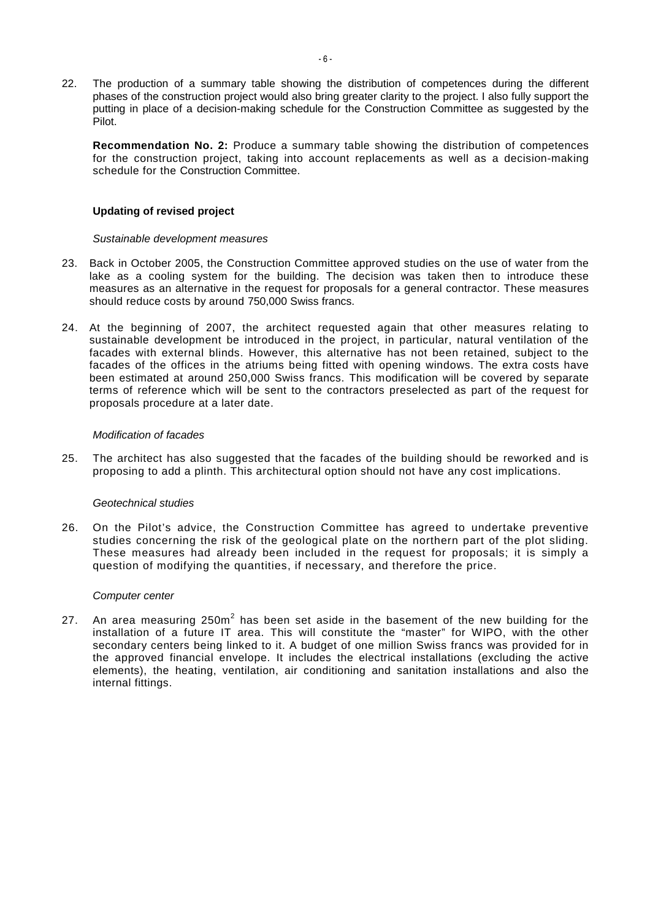22. The production of a summary table showing the distribution of competences during the different phases of the construction project would also bring greater clarity to the project. I also fully support the putting in place of a decision-making schedule for the Construction Committee as suggested by the Pilot.

**Recommendation No. 2:** Produce a summary table showing the distribution of competences for the construction project, taking into account replacements as well as a decision-making schedule for the Construction Committee.

**Updating of revised project**

*Sustainable development measures*

23. Back in October 2005, the Construction Committee approved studies on the use of water from the lake as a cooling system for the building. The decision was taken then to introduce these measures as an alternative in the request for proposals for a general contractor. These measures should reduce costs by around 750,000 Swiss francs.

24. At the beginning of 2007, the architect requested again that other measures relating to sustainable development be introduced in the project, in particular, natural ventilation of the facades with external blinds. However, this alternative has not been retained, subject to the facades of the offices in the atriums being fitted with opening windows. The extra costs have been estimated at around 250,000 Swiss francs. This modification will be covered by separate terms of reference which will be sent to the contractors preselected as part of the request for proposals procedure at a later date.

*Modification of facades*

25. The architect has also suggested that the facades of the building should be reworked and is proposing to add a plinth. This architectural option should not have any cost implications.

*Geotechnical studies*

26. On the Pilot's advice, the Construction Committee has agreed to undertake preventive studies concerning the risk of the geological plate on the northern part of the plot sliding. These measures had already been included in the request for proposals; it is simply a question of modifying the quantities, if necessary, and therefore the price.

*Computer center*

27. An area measuring $250m^2$ has been set aside in the basement of the new building for the installation of a future IT area. This will constitute the "master" for WIPO, with the other secondary centers being linked to it. A budget of one million Swiss francs was provided for in the approved financial envelope. It includes the electrical installations (excluding the active elements), the heating, ventilation, air conditioning and sanitation installations and also the internal fittings.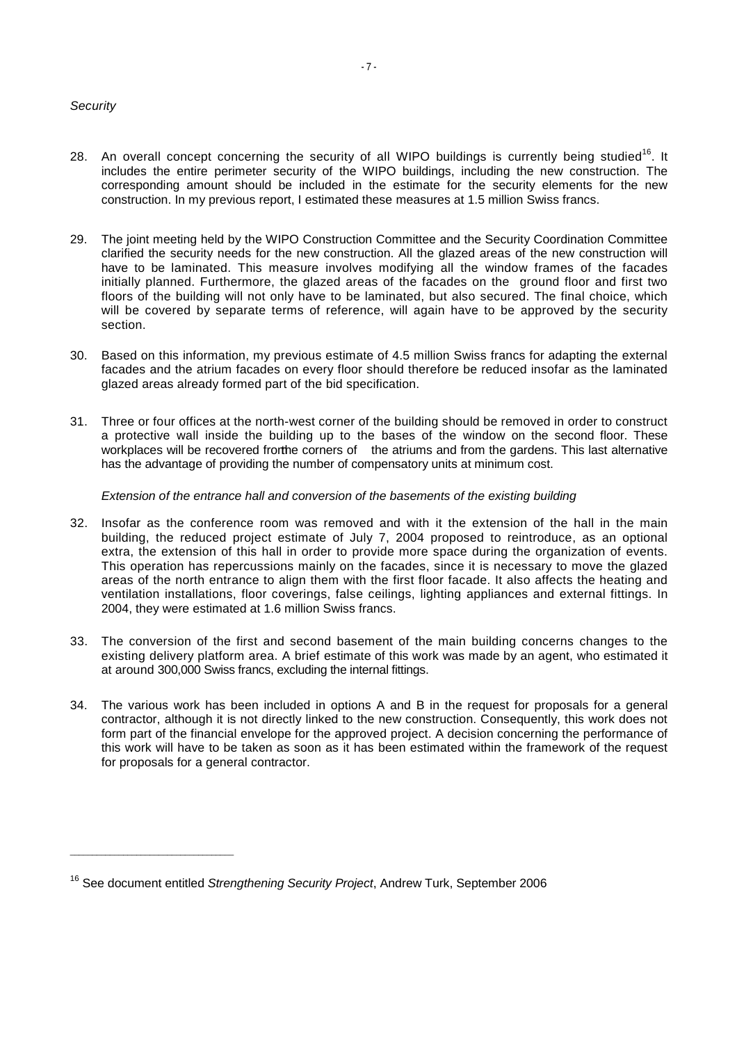*Security*

28. An overall concept concerning the security of all WIPO buildings is currently being studied[16]. It includes the entire perimeter security of the WIPO buildings, including the new construction. The corresponding amount should be included in the estimate for the security elements for the new construction. In my previous report, I estimated these measures at 1.5 million Swiss francs.

29. The joint meeting held by the WIPO Construction Committee and the Security Coordination Committee clarified the security needs for the new construction. All the glazed areas of the new construction will have to be laminated. This measure involves modifying all the window frames of the facades initially planned. Furthermore, the glazed areas of the facades on the ground floor and first two floors of the building will not only have to be laminated, but also secured. The final choice, which will be covered by separate terms of reference, will again have to be approved by the security section.

30. Based on this information, my previous estimate of 4.5 million Swiss francs for adapting the external facades and the atrium facades on every floor should therefore be reduced insofar as the laminated glazed areas already formed part of the bid specification.

31. Three or four offices at the north-west corner of the building should be removed in order to construct a protective wall inside the building up to the bases of the window on the second floor. These workplaces will be recovered from the corners of the atriums and from the gardens. This last alternative has the advantage of providing the number of compensatory units at minimum cost.

*Extension of the entrance hall and conversion of the basements of the existing building*

32. Insofar as the conference room was removed and with it the extension of the hall in the main building, the reduced project estimate of July 7, 2004 proposed to reintroduce, as an optional extra, the extension of this hall in order to provide more space during the organization of events. This operation has repercussions mainly on the facades, since it is necessary to move the glazed areas of the north entrance to align them with the first floor facade. It also affects the heating and ventilation installations, floor coverings, false ceilings, lighting appliances and external fittings. In 2004, they were estimated at 1.6 million Swiss francs.

33. The conversion of the first and second basement of the main building concerns changes to the existing delivery platform area. A brief estimate of this work was made by an agent, who estimated it at around 300,000 Swiss francs, excluding the internal fittings.

34. The various work has been included in options A and B in the request for proposals for a general contractor, although it is not directly linked to the new construction. Consequently, this work does not form part of the financial envelope for the approved project. A decision concerning the performance of this work will have to be taken as soon as it has been estimated within the framework of the request for proposals for a general contractor.

---

[16] See document entitled *Strengthening Security Project*, Andrew Turk, September 2006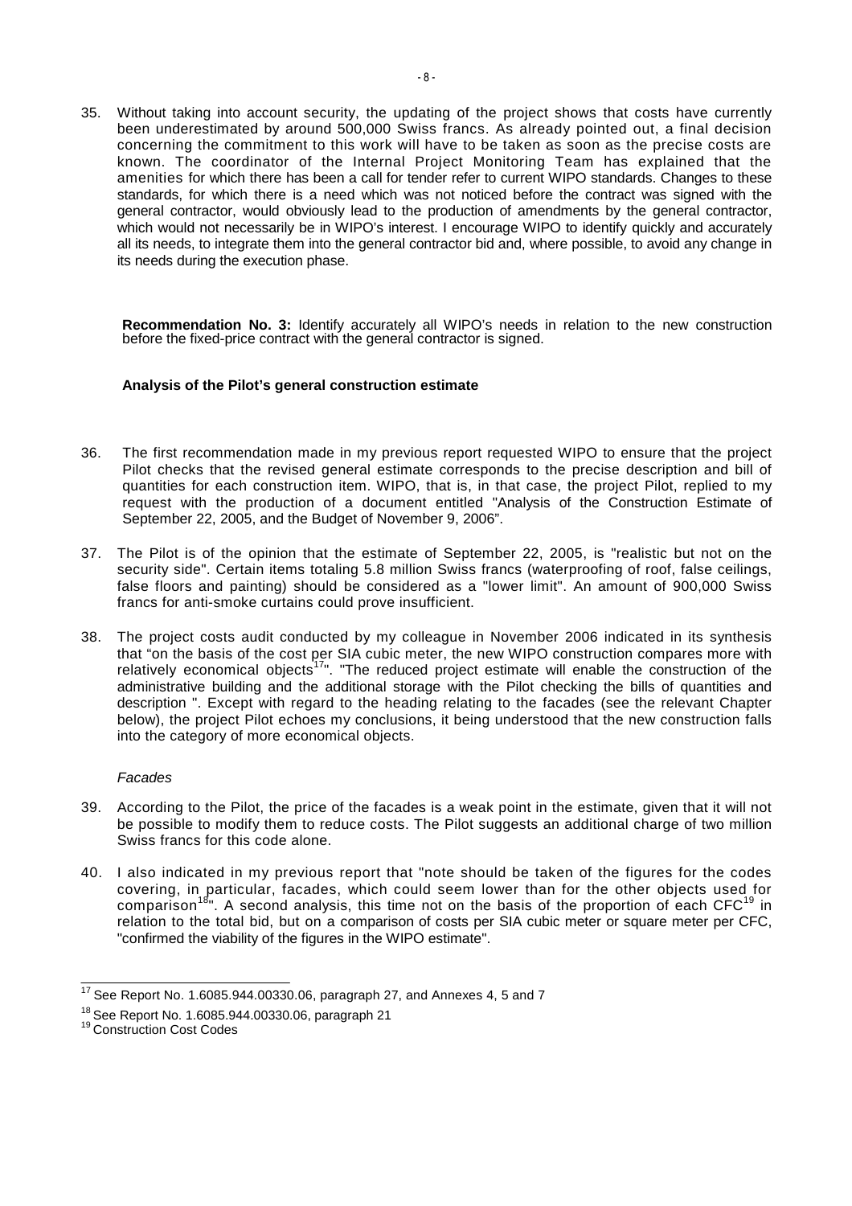35. Without taking into account security, the updating of the project shows that costs have currently been underestimated by around 500,000 Swiss francs. As already pointed out, a final decision concerning the commitment to this work will have to be taken as soon as the precise costs are known. The coordinator of the Internal Project Monitoring Team has explained that the amenities for which there has been a call for tender refer to current WIPO standards. Changes to these standards, for which there is a need which was not noticed before the contract was signed with the general contractor, would obviously lead to the production of amendments by the general contractor, which would not necessarily be in WIPO's interest. I encourage WIPO to identify quickly and accurately all its needs, to integrate them into the general contractor bid and, where possible, to avoid any change in its needs during the execution phase.

> **Recommendation No. 3:** Identify accurately all WIPO's needs in relation to the new construction before the fixed-price contract with the general contractor is signed.

**Analysis of the Pilot's general construction estimate**

36. The first recommendation made in my previous report requested WIPO to ensure that the project Pilot checks that the revised general estimate corresponds to the precise description and bill of quantities for each construction item. WIPO, that is, in that case, the project Pilot, replied to my request with the production of a document entitled "Analysis of the Construction Estimate of September 22, 2005, and the Budget of November 9, 2006".

37. The Pilot is of the opinion that the estimate of September 22, 2005, is "realistic but not on the security side". Certain items totaling 5.8 million Swiss francs (waterproofing of roof, false ceilings, false floors and painting) should be considered as a "lower limit". An amount of 900,000 Swiss francs for anti-smoke curtains could prove insufficient.

38. The project costs audit conducted by my colleague in November 2006 indicated in its synthesis that "on the basis of the cost per SIA cubic meter, the new WIPO construction compares more with relatively economical objects[17]". "The reduced project estimate will enable the construction of the administrative building and the additional storage with the Pilot checking the bills of quantities and description ". Except with regard to the heading relating to the facades (see the relevant Chapter below), the project Pilot echoes my conclusions, it being understood that the new construction falls into the category of more economical objects.

*Facades*

39. According to the Pilot, the price of the facades is a weak point in the estimate, given that it will not be possible to modify them to reduce costs. The Pilot suggests an additional charge of two million Swiss francs for this code alone.

40. I also indicated in my previous report that "note should be taken of the figures for the codes covering, in particular, facades, which could seem lower than for the other objects used for comparison[18]". A second analysis, this time not on the basis of the proportion of each CFC[19] in relation to the total bid, but on a comparison of costs per SIA cubic meter or square meter per CFC, "confirmed the viability of the figures in the WIPO estimate".

---

[17] See Report No. 1.6085.944.00330.06, paragraph 27, and Annexes 4, 5 and 7

[18] See Report No. 1.6085.944.00330.06, paragraph 21

[19] Construction Cost Codes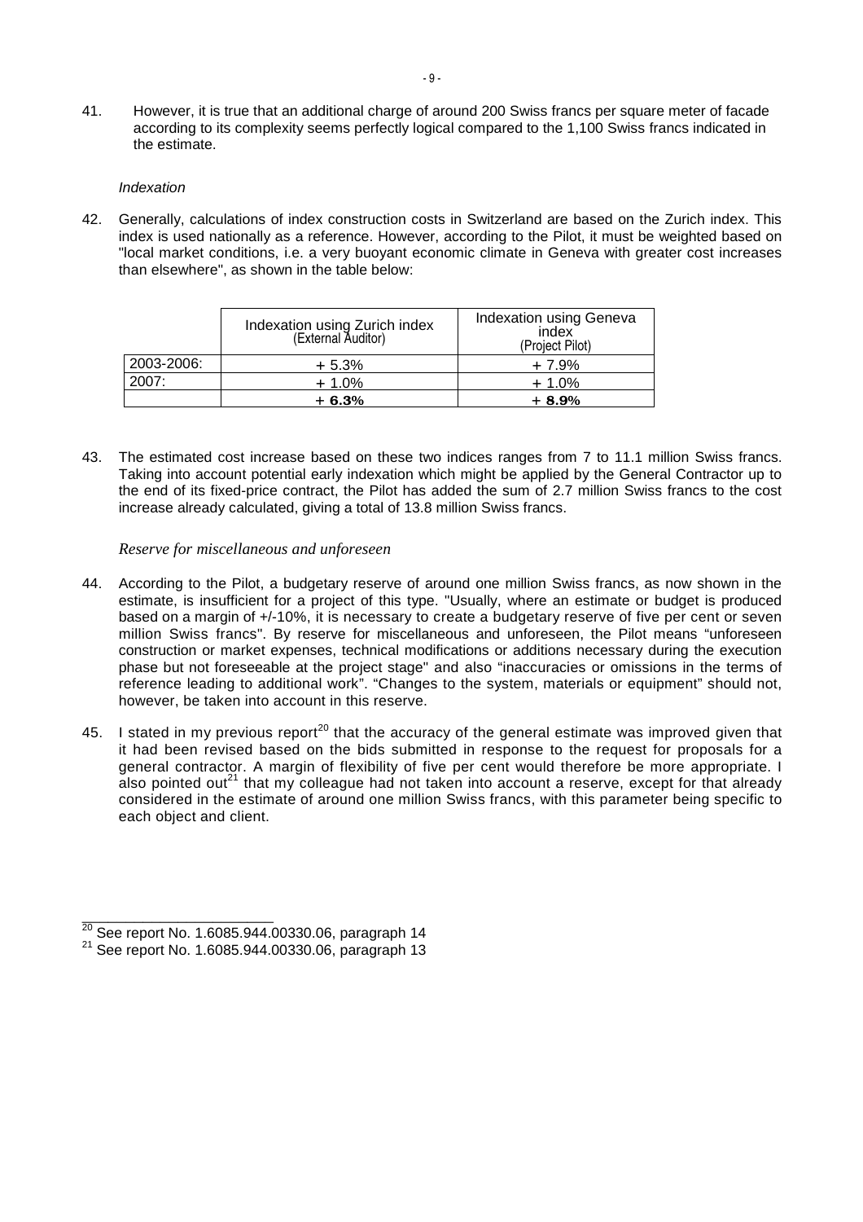41. However, it is true that an additional charge of around 200 Swiss francs per square meter of facade according to its complexity seems perfectly logical compared to the 1,100 Swiss francs indicated in the estimate.

*Indexation*

42. Generally, calculations of index construction costs in Switzerland are based on the Zurich index. This index is used nationally as a reference. However, according to the Pilot, it must be weighted based on "local market conditions, i.e. a very buoyant economic climate in Geneva with greater cost increases than elsewhere", as shown in the table below:

| | Indexation using Zurich index (External Auditor) | Indexation using Geneva index (Project Pilot) |
|---|---|---|
| 2003-2006: | + 5.3% | + 7.9% |
| 2007: | + 1.0% | + 1.0% |
| | **+ 6.3%** | **+ 8.9%** |

43. The estimated cost increase based on these two indices ranges from 7 to 11.1 million Swiss francs. Taking into account potential early indexation which might be applied by the General Contractor up to the end of its fixed-price contract, the Pilot has added the sum of 2.7 million Swiss francs to the cost increase already calculated, giving a total of 13.8 million Swiss francs.

*Reserve for miscellaneous and unforeseen*

44. According to the Pilot, a budgetary reserve of around one million Swiss francs, as now shown in the estimate, is insufficient for a project of this type. "Usually, where an estimate or budget is produced based on a margin of +/-10%, it is necessary to create a budgetary reserve of five per cent or seven million Swiss francs". By reserve for miscellaneous and unforeseen, the Pilot means "unforeseen construction or market expenses, technical modifications or additions necessary during the execution phase but not foreseeable at the project stage" and also "inaccuracies or omissions in the terms of reference leading to additional work". "Changes to the system, materials or equipment" should not, however, be taken into account in this reserve.

45. I stated in my previous report[20] that the accuracy of the general estimate was improved given that it had been revised based on the bids submitted in response to the request for proposals for a general contractor. A margin of flexibility of five per cent would therefore be more appropriate. I also pointed out[21] that my colleague had not taken into account a reserve, except for that already considered in the estimate of around one million Swiss francs, with this parameter being specific to each object and client.

[20] See report No. 1.6085.944.00330.06, paragraph 14

[21] See report No. 1.6085.944.00330.06, paragraph 13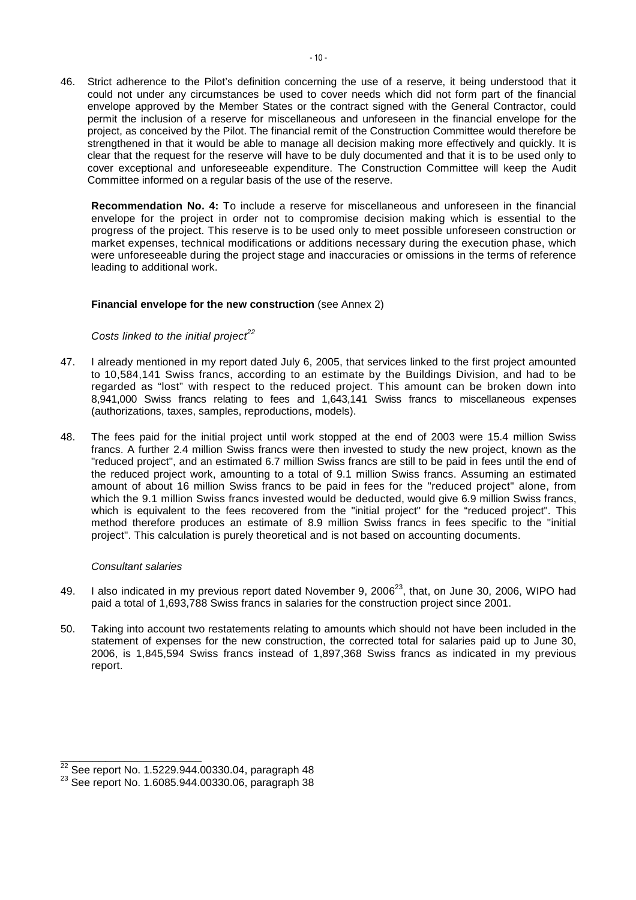46. Strict adherence to the Pilot's definition concerning the use of a reserve, it being understood that it could not under any circumstances be used to cover needs which did not form part of the financial envelope approved by the Member States or the contract signed with the General Contractor, could permit the inclusion of a reserve for miscellaneous and unforeseen in the financial envelope for the project, as conceived by the Pilot. The financial remit of the Construction Committee would therefore be strengthened in that it would be able to manage all decision making more effectively and quickly. It is clear that the request for the reserve will have to be duly documented and that it is to be used only to cover exceptional and unforeseeable expenditure. The Construction Committee will keep the Audit Committee informed on a regular basis of the use of the reserve.

**Recommendation No. 4:** To include a reserve for miscellaneous and unforeseen in the financial envelope for the project in order not to compromise decision making which is essential to the progress of the project. This reserve is to be used only to meet possible unforeseen construction or market expenses, technical modifications or additions necessary during the execution phase, which were unforeseeable during the project stage and inaccuracies or omissions in the terms of reference leading to additional work.

**Financial envelope for the new construction** (see Annex 2)

*Costs linked to the initial project*[22]

47. I already mentioned in my report dated July 6, 2005, that services linked to the first project amounted to 10,584,141 Swiss francs, according to an estimate by the Buildings Division, and had to be regarded as "lost" with respect to the reduced project. This amount can be broken down into 8,941,000 Swiss francs relating to fees and 1,643,141 Swiss francs to miscellaneous expenses (authorizations, taxes, samples, reproductions, models).

48. The fees paid for the initial project until work stopped at the end of 2003 were 15.4 million Swiss francs. A further 2.4 million Swiss francs were then invested to study the new project, known as the "reduced project", and an estimated 6.7 million Swiss francs are still to be paid in fees until the end of the reduced project work, amounting to a total of 9.1 million Swiss francs. Assuming an estimated amount of about 16 million Swiss francs to be paid in fees for the "reduced project" alone, from which the 9.1 million Swiss francs invested would be deducted, would give 6.9 million Swiss francs, which is equivalent to the fees recovered from the "initial project" for the "reduced project". This method therefore produces an estimate of 8.9 million Swiss francs in fees specific to the "initial project". This calculation is purely theoretical and is not based on accounting documents.

*Consultant salaries*

49. I also indicated in my previous report dated November 9, 2006[23], that, on June 30, 2006, WIPO had paid a total of 1,693,788 Swiss francs in salaries for the construction project since 2001.

50. Taking into account two restatements relating to amounts which should not have been included in the statement of expenses for the new construction, the corrected total for salaries paid up to June 30, 2006, is 1,845,594 Swiss francs instead of 1,897,368 Swiss francs as indicated in my previous report.

---

[22] See report No. 1.5229.944.00330.04, paragraph 48

[23] See report No. 1.6085.944.00330.06, paragraph 38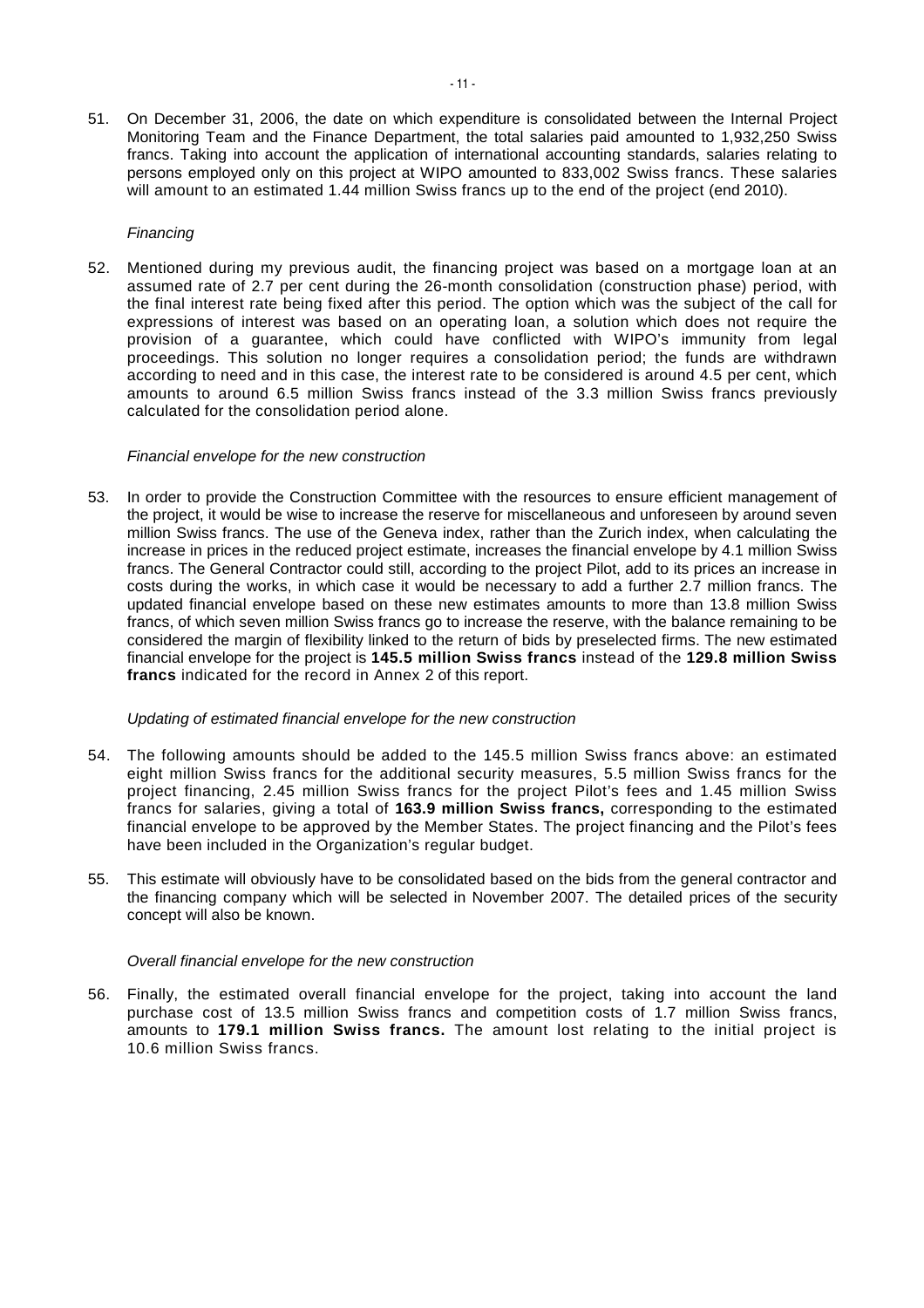51. On December 31, 2006, the date on which expenditure is consolidated between the Internal Project Monitoring Team and the Finance Department, the total salaries paid amounted to 1,932,250 Swiss francs. Taking into account the application of international accounting standards, salaries relating to persons employed only on this project at WIPO amounted to 833,002 Swiss francs. These salaries will amount to an estimated 1.44 million Swiss francs up to the end of the project (end 2010).

*Financing*

52. Mentioned during my previous audit, the financing project was based on a mortgage loan at an assumed rate of 2.7 per cent during the 26-month consolidation (construction phase) period, with the final interest rate being fixed after this period. The option which was the subject of the call for expressions of interest was based on an operating loan, a solution which does not require the provision of a guarantee, which could have conflicted with WIPO's immunity from legal proceedings. This solution no longer requires a consolidation period; the funds are withdrawn according to need and in this case, the interest rate to be considered is around 4.5 per cent, which amounts to around 6.5 million Swiss francs instead of the 3.3 million Swiss francs previously calculated for the consolidation period alone.

*Financial envelope for the new construction*

53. In order to provide the Construction Committee with the resources to ensure efficient management of the project, it would be wise to increase the reserve for miscellaneous and unforeseen by around seven million Swiss francs. The use of the Geneva index, rather than the Zurich index, when calculating the increase in prices in the reduced project estimate, increases the financial envelope by 4.1 million Swiss francs. The General Contractor could still, according to the project Pilot, add to its prices an increase in costs during the works, in which case it would be necessary to add a further 2.7 million francs. The updated financial envelope based on these new estimates amounts to more than 13.8 million Swiss francs, of which seven million Swiss francs go to increase the reserve, with the balance remaining to be considered the margin of flexibility linked to the return of bids by preselected firms. The new estimated financial envelope for the project is **145.5 million Swiss francs** instead of the **129.8 million Swiss francs** indicated for the record in Annex 2 of this report.

*Updating of estimated financial envelope for the new construction*

54. The following amounts should be added to the 145.5 million Swiss francs above: an estimated eight million Swiss francs for the additional security measures, 5.5 million Swiss francs for the project financing, 2.45 million Swiss francs for the project Pilot's fees and 1.45 million Swiss francs for salaries, giving a total of **163.9 million Swiss francs,** corresponding to the estimated financial envelope to be approved by the Member States. The project financing and the Pilot's fees have been included in the Organization's regular budget.

55. This estimate will obviously have to be consolidated based on the bids from the general contractor and the financing company which will be selected in November 2007. The detailed prices of the security concept will also be known.

*Overall financial envelope for the new construction*

56. Finally, the estimated overall financial envelope for the project, taking into account the land purchase cost of 13.5 million Swiss francs and competition costs of 1.7 million Swiss francs, amounts to **179.1 million Swiss francs.** The amount lost relating to the initial project is 10.6 million Swiss francs.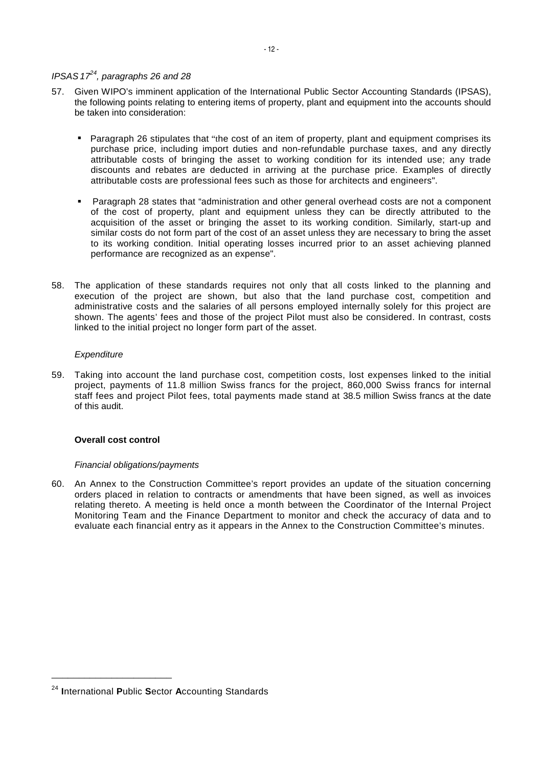*IPSAS 17[24], paragraphs 26 and 28*

57. Given WIPO's imminent application of the International Public Sector Accounting Standards (IPSAS), the following points relating to entering items of property, plant and equipment into the accounts should be taken into consideration:

   - Paragraph 26 stipulates that "the cost of an item of property, plant and equipment comprises its purchase price, including import duties and non-refundable purchase taxes, and any directly attributable costs of bringing the asset to working condition for its intended use; any trade discounts and rebates are deducted in arriving at the purchase price. Examples of directly attributable costs are professional fees such as those for architects and engineers".

   - Paragraph 28 states that "administration and other general overhead costs are not a component of the cost of property, plant and equipment unless they can be directly attributed to the acquisition of the asset or bringing the asset to its working condition. Similarly, start-up and similar costs do not form part of the cost of an asset unless they are necessary to bring the asset to its working condition. Initial operating losses incurred prior to an asset achieving planned performance are recognized as an expense".

58. The application of these standards requires not only that all costs linked to the planning and execution of the project are shown, but also that the land purchase cost, competition and administrative costs and the salaries of all persons employed internally solely for this project are shown. The agents' fees and those of the project Pilot must also be considered. In contrast, costs linked to the initial project no longer form part of the asset.

*Expenditure*

59. Taking into account the land purchase cost, competition costs, lost expenses linked to the initial project, payments of 11.8 million Swiss francs for the project, 860,000 Swiss francs for internal staff fees and project Pilot fees, total payments made stand at 38.5 million Swiss francs at the date of this audit.

**Overall cost control**

*Financial obligations/payments*

60. An Annex to the Construction Committee's report provides an update of the situation concerning orders placed in relation to contracts or amendments that have been signed, as well as invoices relating thereto. A meeting is held once a month between the Coordinator of the Internal Project Monitoring Team and the Finance Department to monitor and check the accuracy of data and to evaluate each financial entry as it appears in the Annex to the Construction Committee's minutes.

---

[24] **I**nternational **P**ublic **S**ector **A**ccounting Standards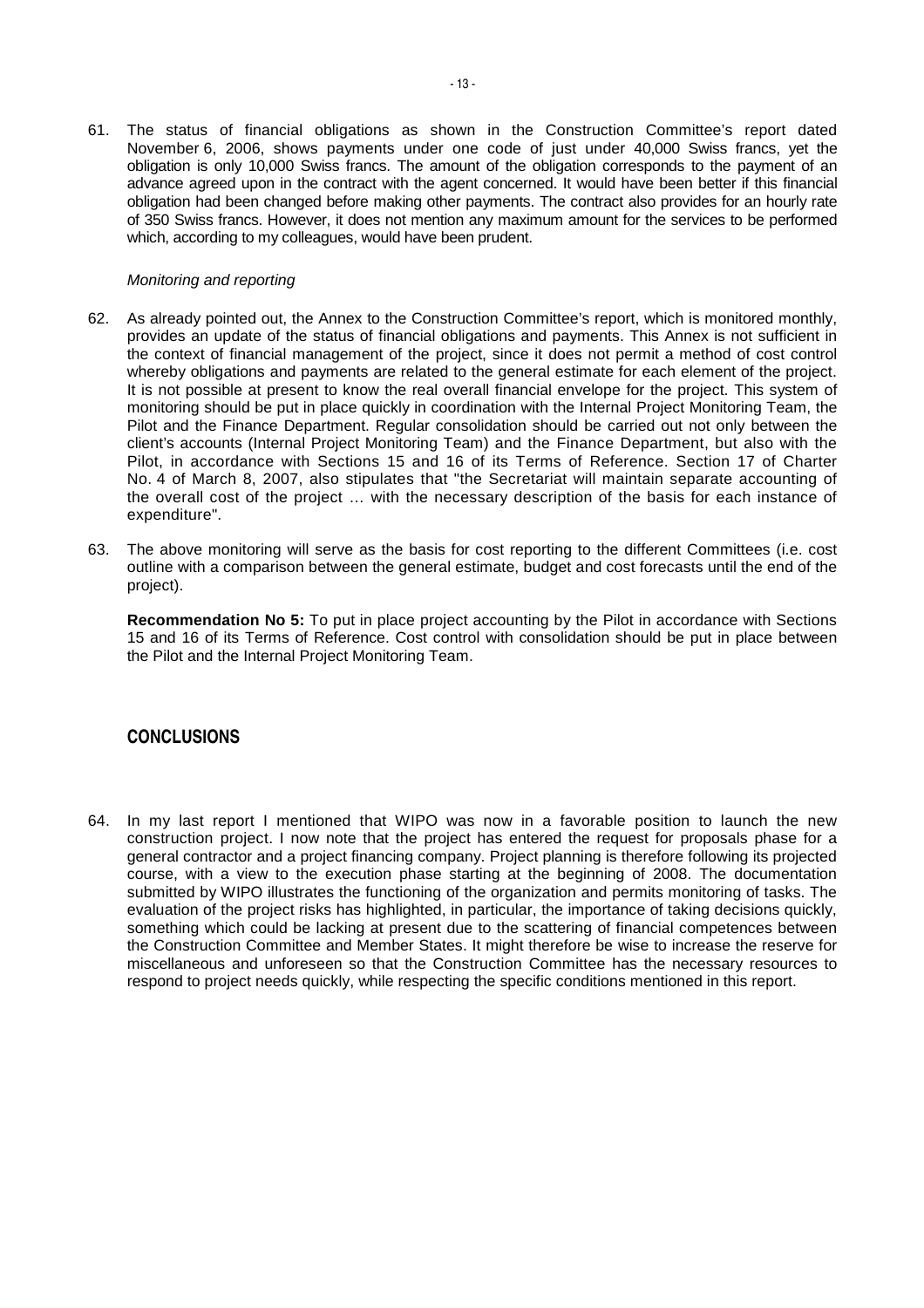61. The status of financial obligations as shown in the Construction Committee's report dated November 6, 2006, shows payments under one code of just under 40,000 Swiss francs, yet the obligation is only 10,000 Swiss francs. The amount of the obligation corresponds to the payment of an advance agreed upon in the contract with the agent concerned. It would have been better if this financial obligation had been changed before making other payments. The contract also provides for an hourly rate of 350 Swiss francs. However, it does not mention any maximum amount for the services to be performed which, according to my colleagues, would have been prudent.

*Monitoring and reporting*

62. As already pointed out, the Annex to the Construction Committee's report, which is monitored monthly, provides an update of the status of financial obligations and payments. This Annex is not sufficient in the context of financial management of the project, since it does not permit a method of cost control whereby obligations and payments are related to the general estimate for each element of the project. It is not possible at present to know the real overall financial envelope for the project. This system of monitoring should be put in place quickly in coordination with the Internal Project Monitoring Team, the Pilot and the Finance Department. Regular consolidation should be carried out not only between the client's accounts (Internal Project Monitoring Team) and the Finance Department, but also with the Pilot, in accordance with Sections 15 and 16 of its Terms of Reference. Section 17 of Charter No. 4 of March 8, 2007, also stipulates that "the Secretariat will maintain separate accounting of the overall cost of the project … with the necessary description of the basis for each instance of expenditure".

63. The above monitoring will serve as the basis for cost reporting to the different Committees (i.e. cost outline with a comparison between the general estimate, budget and cost forecasts until the end of the project).

**Recommendation No 5:** To put in place project accounting by the Pilot in accordance with Sections 15 and 16 of its Terms of Reference. Cost control with consolidation should be put in place between the Pilot and the Internal Project Monitoring Team.

## CONCLUSIONS

64. In my last report I mentioned that WIPO was now in a favorable position to launch the new construction project. I now note that the project has entered the request for proposals phase for a general contractor and a project financing company. Project planning is therefore following its projected course, with a view to the execution phase starting at the beginning of 2008. The documentation submitted by WIPO illustrates the functioning of the organization and permits monitoring of tasks. The evaluation of the project risks has highlighted, in particular, the importance of taking decisions quickly, something which could be lacking at present due to the scattering of financial competences between the Construction Committee and Member States. It might therefore be wise to increase the reserve for miscellaneous and unforeseen so that the Construction Committee has the necessary resources to respond to project needs quickly, while respecting the specific conditions mentioned in this report.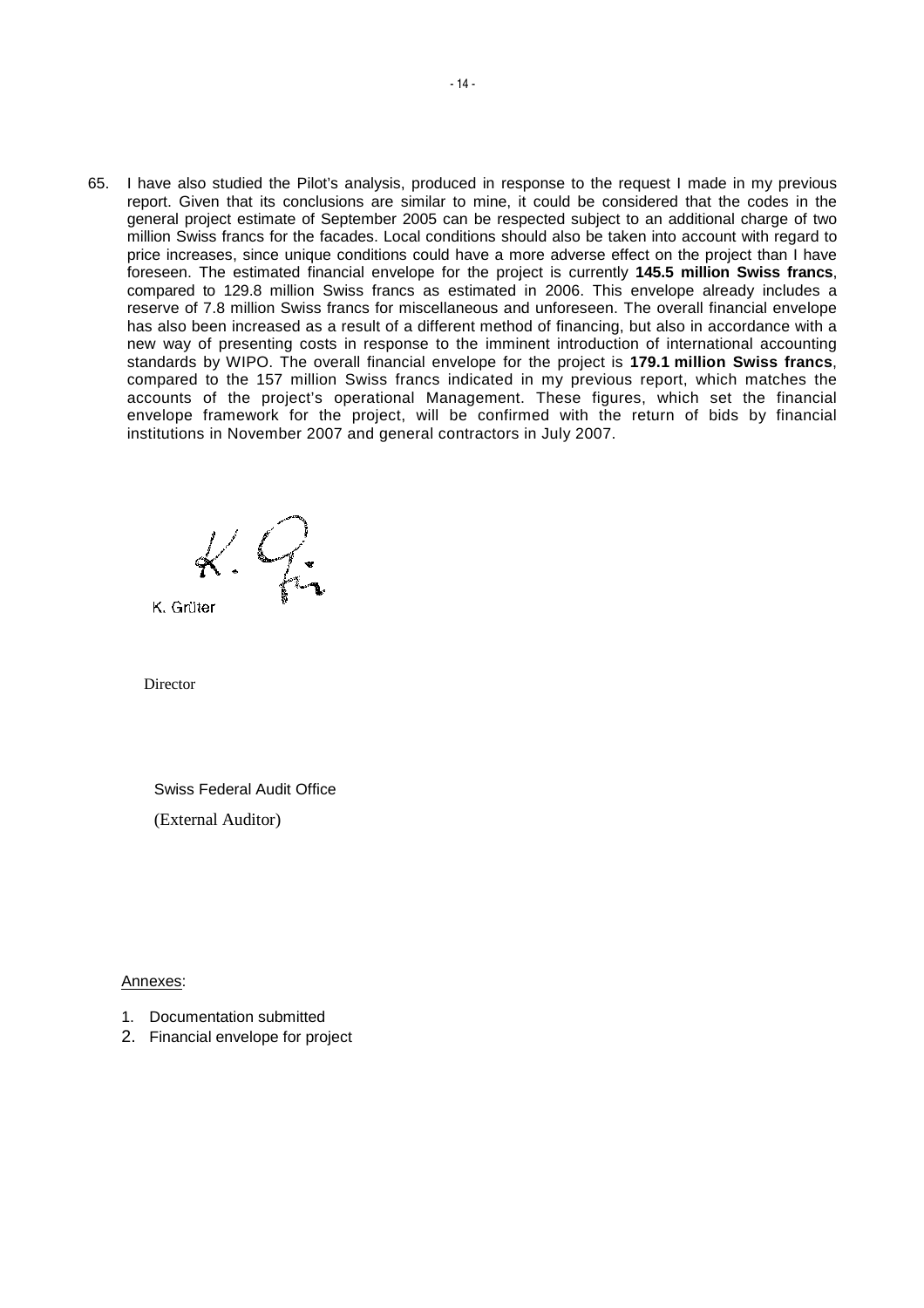65. I have also studied the Pilot's analysis, produced in response to the request I made in my previous report. Given that its conclusions are similar to mine, it could be considered that the codes in the general project estimate of September 2005 can be respected subject to an additional charge of two million Swiss francs for the facades. Local conditions should also be taken into account with regard to price increases, since unique conditions could have a more adverse effect on the project than I have foreseen. The estimated financial envelope for the project is currently **145.5 million Swiss francs**, compared to 129.8 million Swiss francs as estimated in 2006. This envelope already includes a reserve of 7.8 million Swiss francs for miscellaneous and unforeseen. The overall financial envelope has also been increased as a result of a different method of financing, but also in accordance with a new way of presenting costs in response to the imminent introduction of international accounting standards by WIPO. The overall financial envelope for the project is **179.1 million Swiss francs**, compared to the 157 million Swiss francs indicated in my previous report, which matches the accounts of the project's operational Management. These figures, which set the financial envelope framework for the project, will be confirmed with the return of bids by financial institutions in November 2007 and general contractors in July 2007.

K. Grüter

Director

Swiss Federal Audit Office

(External Auditor)

Annexes:

1. Documentation submitted
2. Financial envelope for project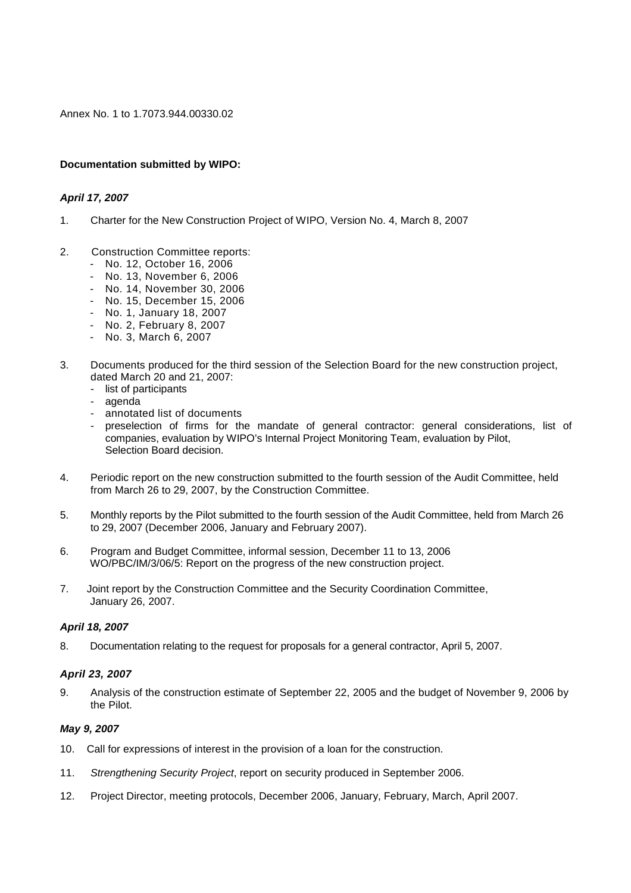Annex No. 1 to 1.7073.944.00330.02

**Documentation submitted by WIPO:**

***April 17, 2007***

1. Charter for the New Construction Project of WIPO, Version No. 4, March 8, 2007

2. Construction Committee reports:
   - No. 12, October 16, 2006
   - No. 13, November 6, 2006
   - No. 14, November 30, 2006
   - No. 15, December 15, 2006
   - No. 1, January 18, 2007
   - No. 2, February 8, 2007
   - No. 3, March 6, 2007

3. Documents produced for the third session of the Selection Board for the new construction project, dated March 20 and 21, 2007:
   - list of participants
   - agenda
   - annotated list of documents
   - preselection of firms for the mandate of general contractor: general considerations, list of companies, evaluation by WIPO's Internal Project Monitoring Team, evaluation by Pilot, Selection Board decision.

4. Periodic report on the new construction submitted to the fourth session of the Audit Committee, held from March 26 to 29, 2007, by the Construction Committee.

5. Monthly reports by the Pilot submitted to the fourth session of the Audit Committee, held from March 26 to 29, 2007 (December 2006, January and February 2007).

6. Program and Budget Committee, informal session, December 11 to 13, 2006 WO/PBC/IM/3/06/5: Report on the progress of the new construction project.

7. Joint report by the Construction Committee and the Security Coordination Committee, January 26, 2007.

***April 18, 2007***

8. Documentation relating to the request for proposals for a general contractor, April 5, 2007.

***April 23, 2007***

9. Analysis of the construction estimate of September 22, 2005 and the budget of November 9, 2006 by the Pilot.

***May 9, 2007***

10. Call for expressions of interest in the provision of a loan for the construction.

11. *Strengthening Security Project*, report on security produced in September 2006.

12. Project Director, meeting protocols, December 2006, January, February, March, April 2007.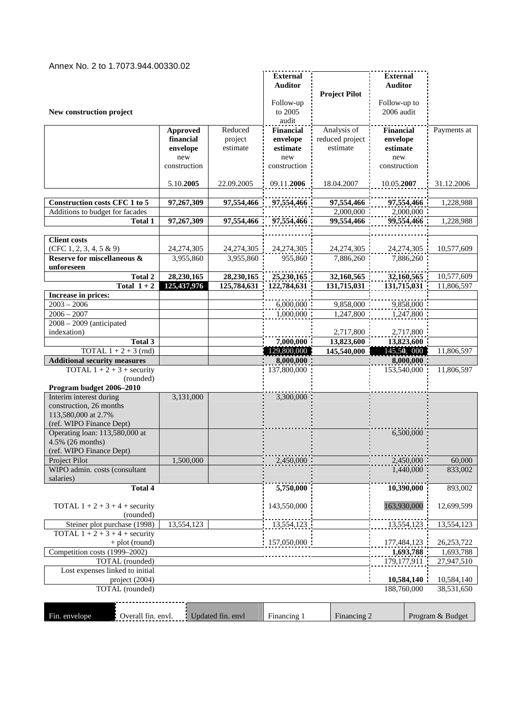Annex No. 2 to 1.7073.944.00330.02

| New construction project | | | External Auditor Follow-up to 2005 audit | Project Pilot | External Auditor Follow-up to 2006 audit | |
|---|---|---|---|---|---|---|
| | **Approved financial envelope** new construction 5.10.**2005** | Reduced project estimate 22.09.2005 | **Financial envelope estimate** new construction 09.11.**2006** | Analysis of reduced project estimate 18.04.2007 | **Financial envelope estimate** new construction 10.05.**2007** | Payments at 31.12.2006 |
| **Construction costs CFC 1 to 5** | **97,267,309** | **97,554,466** | **97,554,466** | **97,554,466** | **97,554,466** | 1,228,988 |
| Additions to budget for facades | | | | 2,000,000 | 2,000,000 | |
| **Total 1** | **97,267,309** | **97,554,466** | **97,554,466** | **99,554,466** | **99,554,466** | 1,228,988 |
| **Client costs** (CFC 1, 2, 3, 4, 5 & 9) | 24,274,305 | 24,274,305 | 24,274,305 | 24,274,305 | 24,274,305 | 10,577,609 |
| **Reserve for miscellaneous & unforeseen** | 3,955,860 | 3,955,860 | 955,860 | 7,886,260 | 7,886,260 | |
| **Total 2** | **28,230,165** | **28,230,165** | **25,230,165** | **32,160,565** | **32,160,565** | 10,577,609 |
| **Total 1 + 2** | **125,437,976** | **125,784,631** | **122,784,631** | **131,715,031** | **131,715,031** | 11,806,597 |
| **Increase in prices:** | | | | | | |
| 2003 – 2006 | | | 6,000,000 | 9,858,000 | 9,858,000 | |
| 2006 – 2007 | | | 1,000,000 | 1,247,800 | 1,247,800 | |
| 2008 – 2009 (anticipated indexation) | | | | 2,717,800 | 2,717,800 | |
| **Total 3** | | | **7,000,000** | **13,823,600** | **13,823,600** | |
| TOTAL 1 + 2 + 3 (rnd) | | | 129,800,000 | **145,540,000** | 145,540,000 | 11,806,597 |
| **Additional security measures** | | | **8,000,000** | | **8,000,000** | |
| TOTAL 1 + 2 + 3 + security (rounded) | | | 137,800,000 | | 153,540,000 | 11,806,597 |
| **Program budget 2006–2010** | | | | | | |
| Interim interest during construction, 26 months 113,580,000 at 2.7% (ref. WIPO Finance Dept) | 3,131,000 | | 3,300,000 | | | |
| Operating loan: 113,580,000 at 4.5% (26 months) (ref. WIPO Finance Dept) | | | | | 6,500,000 | |
| Project Pilot | 1,500,000 | | 2,450,000 | | 2,450,000 | 60,000 |
| WIPO admin. costs (consultant salaries) | | | | | 1,440,000 | 833,002 |
| **Total 4** | | | **5,750,000** | | **10,390,000** | 893,002 |
| TOTAL 1 + 2 + 3 + 4 + security (rounded) | | | 143,550,000 | | 163,930,000 | 12,699,599 |
| Steiner plot purchase (1998) | 13,554,123 | | 13,554,123 | | 13,554,123 | 13,554,123 |
| TOTAL 1 + 2 + 3 + 4 + security + plot (round) | | | 157,050,000 | | 177,484,123 | 26,253,722 |
| Competition costs (1999–2002) | | | | | **1,693,788** | 1,693,788 |
| TOTAL (rounded) | | | | | 179,177,911 | 27,947,510 |
| Lost expenses linked to initial project (2004) | | | | | **10,584,140** | 10,584,140 |
| TOTAL (rounded) | | | | | 188,760,000 | 38,531,650 |

| Fin. envelope | Overall fin. envl. | Updated fin. envl | Financing 1 | Financing 2 | Program & Budget |
|---|---|---|---|---|---|